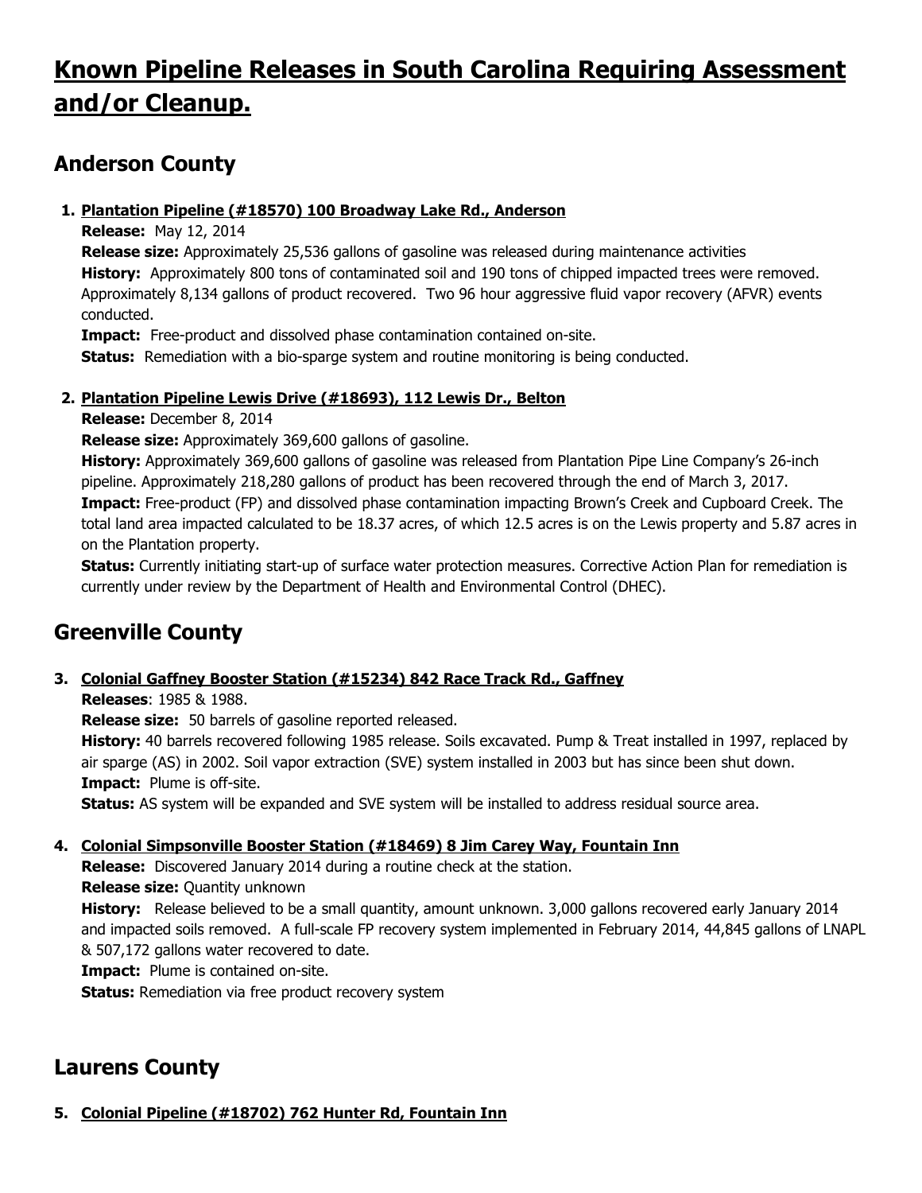# Known Pipeline Releases in South Carolina Requiring Assessment and/or Cleanup.

## Anderson County

1. **Plantation Pipeline (#18570) 100 Broadway Lake Rd., Anderson**
   **Release:** May 12, 2014
   **Release size:** Approximately 25,536 gallons of gasoline was released during maintenance activities
   **History:** Approximately 800 tons of contaminated soil and 190 tons of chipped impacted trees were removed. Approximately 8,134 gallons of product recovered. Two 96 hour aggressive fluid vapor recovery (AFVR) events conducted.
   **Impact:** Free-product and dissolved phase contamination contained on-site.
   **Status:** Remediation with a bio-sparge system and routine monitoring is being conducted.

2. **Plantation Pipeline Lewis Drive (#18693), 112 Lewis Dr., Belton**
   **Release:** December 8, 2014
   **Release size:** Approximately 369,600 gallons of gasoline.
   **History:** Approximately 369,600 gallons of gasoline was released from Plantation Pipe Line Company's 26-inch pipeline. Approximately 218,280 gallons of product has been recovered through the end of March 3, 2017.
   **Impact:** Free-product (FP) and dissolved phase contamination impacting Brown's Creek and Cupboard Creek. The total land area impacted calculated to be 18.37 acres, of which 12.5 acres is on the Lewis property and 5.87 acres in on the Plantation property.
   **Status:** Currently initiating start-up of surface water protection measures. Corrective Action Plan for remediation is currently under review by the Department of Health and Environmental Control (DHEC).

## Greenville County

3. **Colonial Gaffney Booster Station (#15234) 842 Race Track Rd., Gaffney**
   **Releases**: 1985 & 1988.
   **Release size:** 50 barrels of gasoline reported released.
   **History:** 40 barrels recovered following 1985 release. Soils excavated. Pump & Treat installed in 1997, replaced by air sparge (AS) in 2002. Soil vapor extraction (SVE) system installed in 2003 but has since been shut down.
   **Impact:** Plume is off-site.
   **Status:** AS system will be expanded and SVE system will be installed to address residual source area.

4. **Colonial Simpsonville Booster Station (#18469) 8 Jim Carey Way, Fountain Inn**
   **Release:** Discovered January 2014 during a routine check at the station.
   **Release size:** Quantity unknown
   **History:** Release believed to be a small quantity, amount unknown. 3,000 gallons recovered early January 2014 and impacted soils removed. A full-scale FP recovery system implemented in February 2014, 44,845 gallons of LNAPL & 507,172 gallons water recovered to date.
   **Impact:** Plume is contained on-site.
   **Status:** Remediation via free product recovery system

## Laurens County

5. **Colonial Pipeline (#18702) 762 Hunter Rd, Fountain Inn**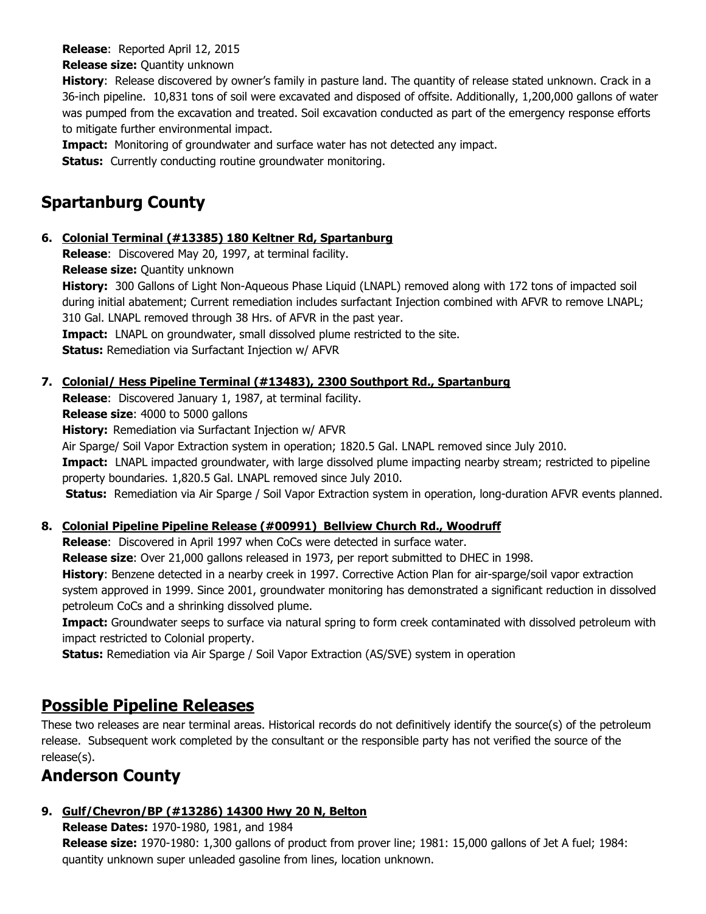**Release**: Reported April 12, 2015

**Release size:** Quantity unknown

**History**: Release discovered by owner's family in pasture land. The quantity of release stated unknown. Crack in a 36-inch pipeline. 10,831 tons of soil were excavated and disposed of offsite. Additionally, 1,200,000 gallons of water was pumped from the excavation and treated. Soil excavation conducted as part of the emergency response efforts to mitigate further environmental impact.

**Impact:** Monitoring of groundwater and surface water has not detected any impact.

**Status:** Currently conducting routine groundwater monitoring.

## Spartanburg County

6. **Colonial Terminal (#13385) 180 Keltner Rd, Spartanburg**

   **Release**: Discovered May 20, 1997, at terminal facility.

   **Release size:** Quantity unknown

   **History:** 300 Gallons of Light Non-Aqueous Phase Liquid (LNAPL) removed along with 172 tons of impacted soil during initial abatement; Current remediation includes surfactant Injection combined with AFVR to remove LNAPL; 310 Gal. LNAPL removed through 38 Hrs. of AFVR in the past year.

   **Impact:** LNAPL on groundwater, small dissolved plume restricted to the site.

   **Status:** Remediation via Surfactant Injection w/ AFVR

7. **Colonial/ Hess Pipeline Terminal (#13483), 2300 Southport Rd., Spartanburg**

   **Release**: Discovered January 1, 1987, at terminal facility.

   **Release size**: 4000 to 5000 gallons

   **History:** Remediation via Surfactant Injection w/ AFVR

   Air Sparge/ Soil Vapor Extraction system in operation; 1820.5 Gal. LNAPL removed since July 2010.

   **Impact:** LNAPL impacted groundwater, with large dissolved plume impacting nearby stream; restricted to pipeline property boundaries. 1,820.5 Gal. LNAPL removed since July 2010.

   **Status:** Remediation via Air Sparge / Soil Vapor Extraction system in operation, long-duration AFVR events planned.

8. **Colonial Pipeline Pipeline Release (#00991) Bellview Church Rd., Woodruff**

   **Release**: Discovered in April 1997 when CoCs were detected in surface water.

   **Release size**: Over 21,000 gallons released in 1973, per report submitted to DHEC in 1998.

   **History**: Benzene detected in a nearby creek in 1997. Corrective Action Plan for air-sparge/soil vapor extraction system approved in 1999. Since 2001, groundwater monitoring has demonstrated a significant reduction in dissolved petroleum CoCs and a shrinking dissolved plume.

   **Impact:** Groundwater seeps to surface via natural spring to form creek contaminated with dissolved petroleum with impact restricted to Colonial property.

   **Status:** Remediation via Air Sparge / Soil Vapor Extraction (AS/SVE) system in operation

## Possible Pipeline Releases

These two releases are near terminal areas. Historical records do not definitively identify the source(s) of the petroleum release. Subsequent work completed by the consultant or the responsible party has not verified the source of the release(s).

## Anderson County

9. **Gulf/Chevron/BP (#13286) 14300 Hwy 20 N, Belton**

   **Release Dates:** 1970-1980, 1981, and 1984

   **Release size:** 1970-1980: 1,300 gallons of product from prover line; 1981: 15,000 gallons of Jet A fuel; 1984: quantity unknown super unleaded gasoline from lines, location unknown.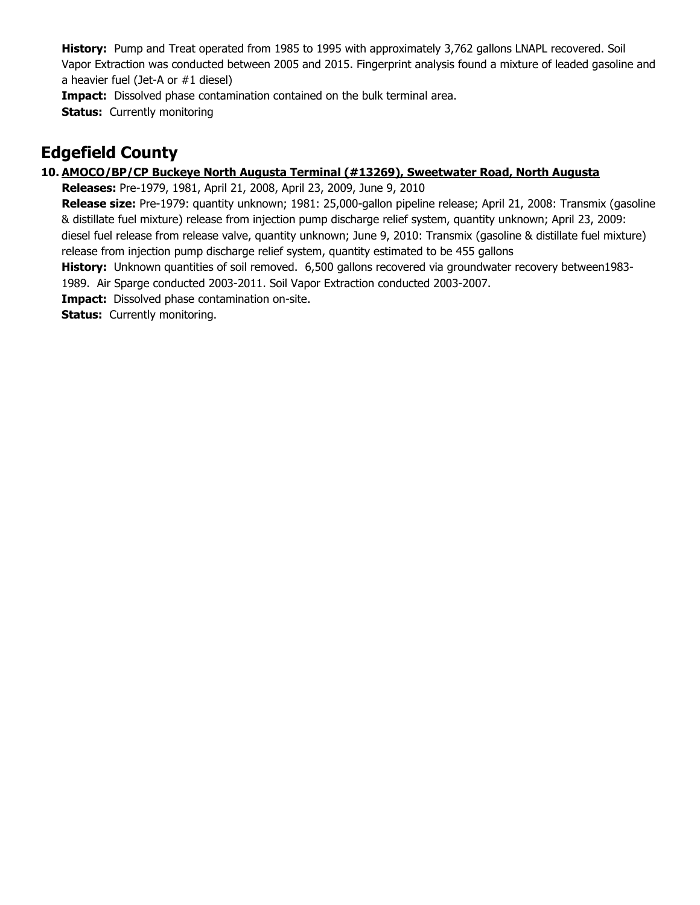**History:** Pump and Treat operated from 1985 to 1995 with approximately 3,762 gallons LNAPL recovered. Soil Vapor Extraction was conducted between 2005 and 2015. Fingerprint analysis found a mixture of leaded gasoline and a heavier fuel (Jet-A or #1 diesel)

**Impact:** Dissolved phase contamination contained on the bulk terminal area.

**Status:** Currently monitoring

## Edgefield County

**10. AMOCO/BP/CP Buckeye North Augusta Terminal (#13269), Sweetwater Road, North Augusta**

**Releases:** Pre-1979, 1981, April 21, 2008, April 23, 2009, June 9, 2010

**Release size:** Pre-1979: quantity unknown; 1981: 25,000-gallon pipeline release; April 21, 2008: Transmix (gasoline & distillate fuel mixture) release from injection pump discharge relief system, quantity unknown; April 23, 2009: diesel fuel release from release valve, quantity unknown; June 9, 2010: Transmix (gasoline & distillate fuel mixture) release from injection pump discharge relief system, quantity estimated to be 455 gallons

**History:** Unknown quantities of soil removed. 6,500 gallons recovered via groundwater recovery between1983-1989. Air Sparge conducted 2003-2011. Soil Vapor Extraction conducted 2003-2007.

**Impact:** Dissolved phase contamination on-site.

**Status:** Currently monitoring.